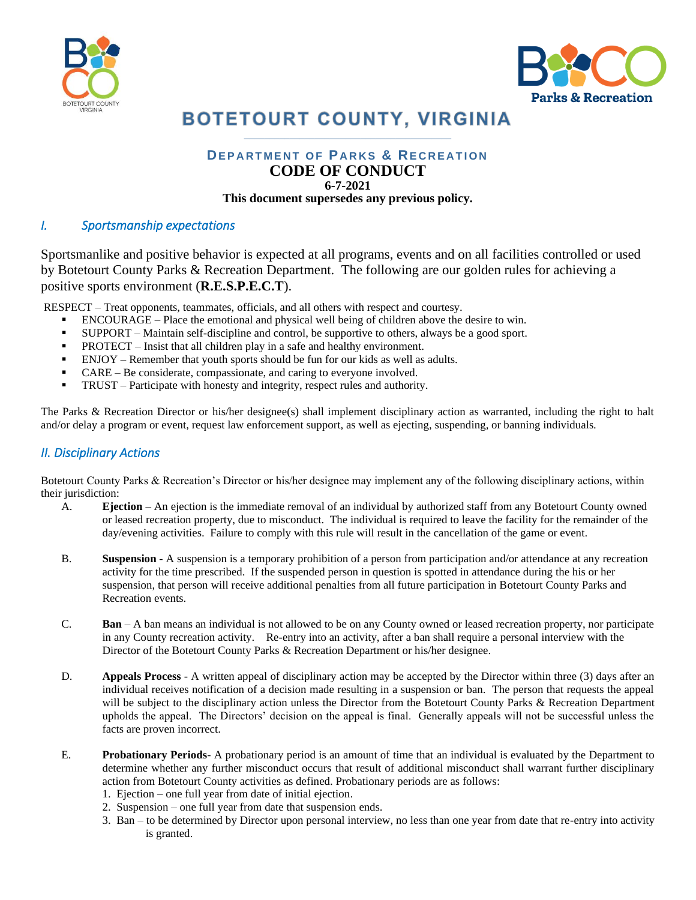# BOTETOURT COUNTY, VIRGINIA

## Department of Parks & Recreation

## CODE OF CONDUCT

**6-7-2021**

**This document supersedes any previous policy.**

## *I. Sportsmanship expectations*

Sportsmanlike and positive behavior is expected at all programs, events and on all facilities controlled or used by Botetourt County Parks & Recreation Department. The following are our golden rules for achieving a positive sports environment (**R.E.S.P.E.C.T**).

RESPECT – Treat opponents, teammates, officials, and all others with respect and courtesy.

- ENCOURAGE – Place the emotional and physical well being of children above the desire to win.
- SUPPORT – Maintain self-discipline and control, be supportive to others, always be a good sport.
- PROTECT – Insist that all children play in a safe and healthy environment.
- ENJOY – Remember that youth sports should be fun for our kids as well as adults.
- CARE – Be considerate, compassionate, and caring to everyone involved.
- TRUST – Participate with honesty and integrity, respect rules and authority.

The Parks & Recreation Director or his/her designee(s) shall implement disciplinary action as warranted, including the right to halt and/or delay a program or event, request law enforcement support, as well as ejecting, suspending, or banning individuals.

## *II. Disciplinary Actions*

Botetourt County Parks & Recreation's Director or his/her designee may implement any of the following disciplinary actions, within their jurisdiction:

A. **Ejection** – An ejection is the immediate removal of an individual by authorized staff from any Botetourt County owned or leased recreation property, due to misconduct. The individual is required to leave the facility for the remainder of the day/evening activities. Failure to comply with this rule will result in the cancellation of the game or event.

B. **Suspension** - A suspension is a temporary prohibition of a person from participation and/or attendance at any recreation activity for the time prescribed. If the suspended person in question is spotted in attendance during the his or her suspension, that person will receive additional penalties from all future participation in Botetourt County Parks and Recreation events.

C. **Ban** – A ban means an individual is not allowed to be on any County owned or leased recreation property, nor participate in any County recreation activity. Re-entry into an activity, after a ban shall require a personal interview with the Director of the Botetourt County Parks & Recreation Department or his/her designee.

D. **Appeals Process** - A written appeal of disciplinary action may be accepted by the Director within three (3) days after an individual receives notification of a decision made resulting in a suspension or ban. The person that requests the appeal will be subject to the disciplinary action unless the Director from the Botetourt County Parks & Recreation Department upholds the appeal. The Directors' decision on the appeal is final. Generally appeals will not be successful unless the facts are proven incorrect.

E. **Probationary Periods**- A probationary period is an amount of time that an individual is evaluated by the Department to determine whether any further misconduct occurs that result of additional misconduct shall warrant further disciplinary action from Botetourt County activities as defined. Probationary periods are as follows:
   1. Ejection – one full year from date of initial ejection.
   2. Suspension – one full year from date that suspension ends.
   3. Ban – to be determined by Director upon personal interview, no less than one year from date that re-entry into activity is granted.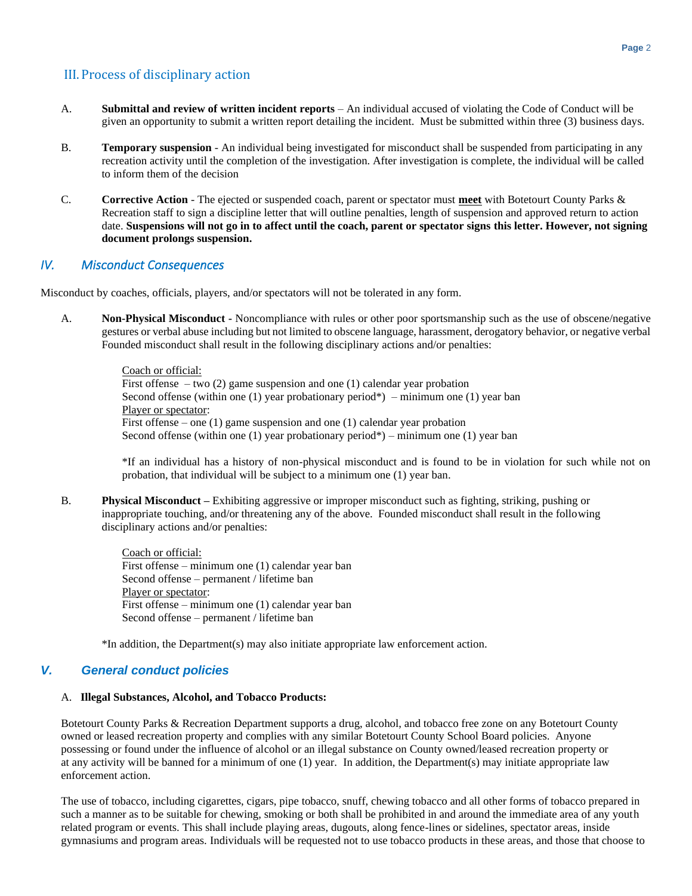## III. Process of disciplinary action

A. **Submittal and review of written incident reports** – An individual accused of violating the Code of Conduct will be given an opportunity to submit a written report detailing the incident. Must be submitted within three (3) business days.

B. **Temporary suspension** - An individual being investigated for misconduct shall be suspended from participating in any recreation activity until the completion of the investigation. After investigation is complete, the individual will be called to inform them of the decision

C. **Corrective Action** - The ejected or suspended coach, parent or spectator must **meet** with Botetourt County Parks & Recreation staff to sign a discipline letter that will outline penalties, length of suspension and approved return to action date. **Suspensions will not go in to affect until the coach, parent or spectator signs this letter. However, not signing document prolongs suspension.**

## *IV. Misconduct Consequences*

Misconduct by coaches, officials, players, and/or spectators will not be tolerated in any form.

A. **Non-Physical Misconduct -** Noncompliance with rules or other poor sportsmanship such as the use of obscene/negative gestures or verbal abuse including but not limited to obscene language, harassment, derogatory behavior, or negative verbal Founded misconduct shall result in the following disciplinary actions and/or penalties:

Coach or official:
First offense – two (2) game suspension and one (1) calendar year probation
Second offense (within one (1) year probationary period*) – minimum one (1) year ban
Player or spectator:
First offense – one (1) game suspension and one (1) calendar year probation
Second offense (within one (1) year probationary period*) – minimum one (1) year ban

*If an individual has a history of non-physical misconduct and is found to be in violation for such while not on probation, that individual will be subject to a minimum one (1) year ban.

B. **Physical Misconduct –** Exhibiting aggressive or improper misconduct such as fighting, striking, pushing or inappropriate touching, and/or threatening any of the above. Founded misconduct shall result in the following disciplinary actions and/or penalties:

Coach or official:
First offense – minimum one (1) calendar year ban
Second offense – permanent / lifetime ban
Player or spectator:
First offense – minimum one (1) calendar year ban
Second offense – permanent / lifetime ban

*In addition, the Department(s) may also initiate appropriate law enforcement action.

## *V. General conduct policies*

A. **Illegal Substances, Alcohol, and Tobacco Products:**

Botetourt County Parks & Recreation Department supports a drug, alcohol, and tobacco free zone on any Botetourt County owned or leased recreation property and complies with any similar Botetourt County School Board policies. Anyone possessing or found under the influence of alcohol or an illegal substance on County owned/leased recreation property or at any activity will be banned for a minimum of one (1) year. In addition, the Department(s) may initiate appropriate law enforcement action.

The use of tobacco, including cigarettes, cigars, pipe tobacco, snuff, chewing tobacco and all other forms of tobacco prepared in such a manner as to be suitable for chewing, smoking or both shall be prohibited in and around the immediate area of any youth related program or events. This shall include playing areas, dugouts, along fence-lines or sidelines, spectator areas, inside gymnasiums and program areas. Individuals will be requested not to use tobacco products in these areas, and those that choose to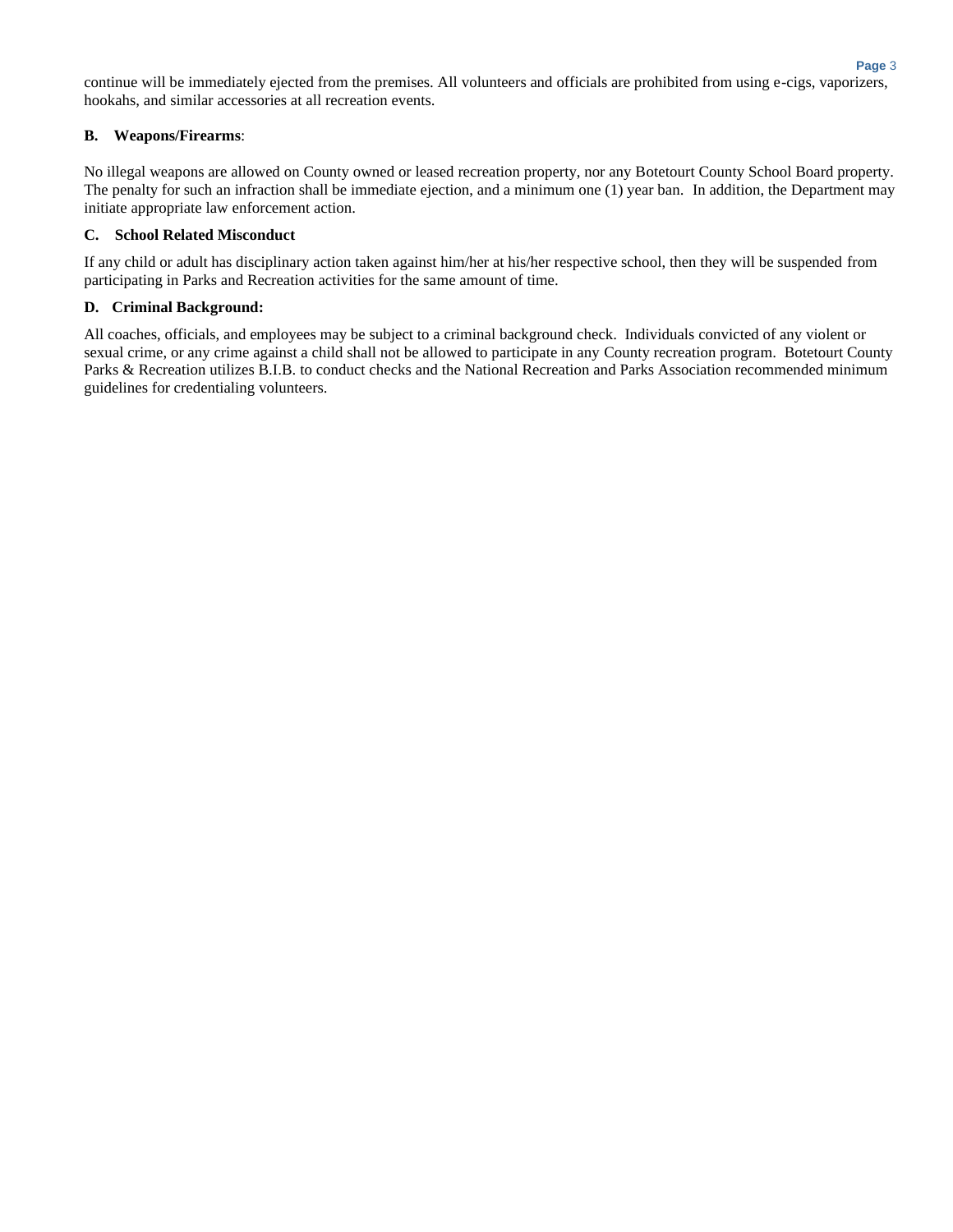continue will be immediately ejected from the premises. All volunteers and officials are prohibited from using e-cigs, vaporizers, hookahs, and similar accessories at all recreation events.

**B. Weapons/Firearms**:

No illegal weapons are allowed on County owned or leased recreation property, nor any Botetourt County School Board property. The penalty for such an infraction shall be immediate ejection, and a minimum one (1) year ban. In addition, the Department may initiate appropriate law enforcement action.

**C. School Related Misconduct**

If any child or adult has disciplinary action taken against him/her at his/her respective school, then they will be suspended from participating in Parks and Recreation activities for the same amount of time.

**D. Criminal Background:**

All coaches, officials, and employees may be subject to a criminal background check. Individuals convicted of any violent or sexual crime, or any crime against a child shall not be allowed to participate in any County recreation program. Botetourt County Parks & Recreation utilizes B.I.B. to conduct checks and the National Recreation and Parks Association recommended minimum guidelines for credentialing volunteers.